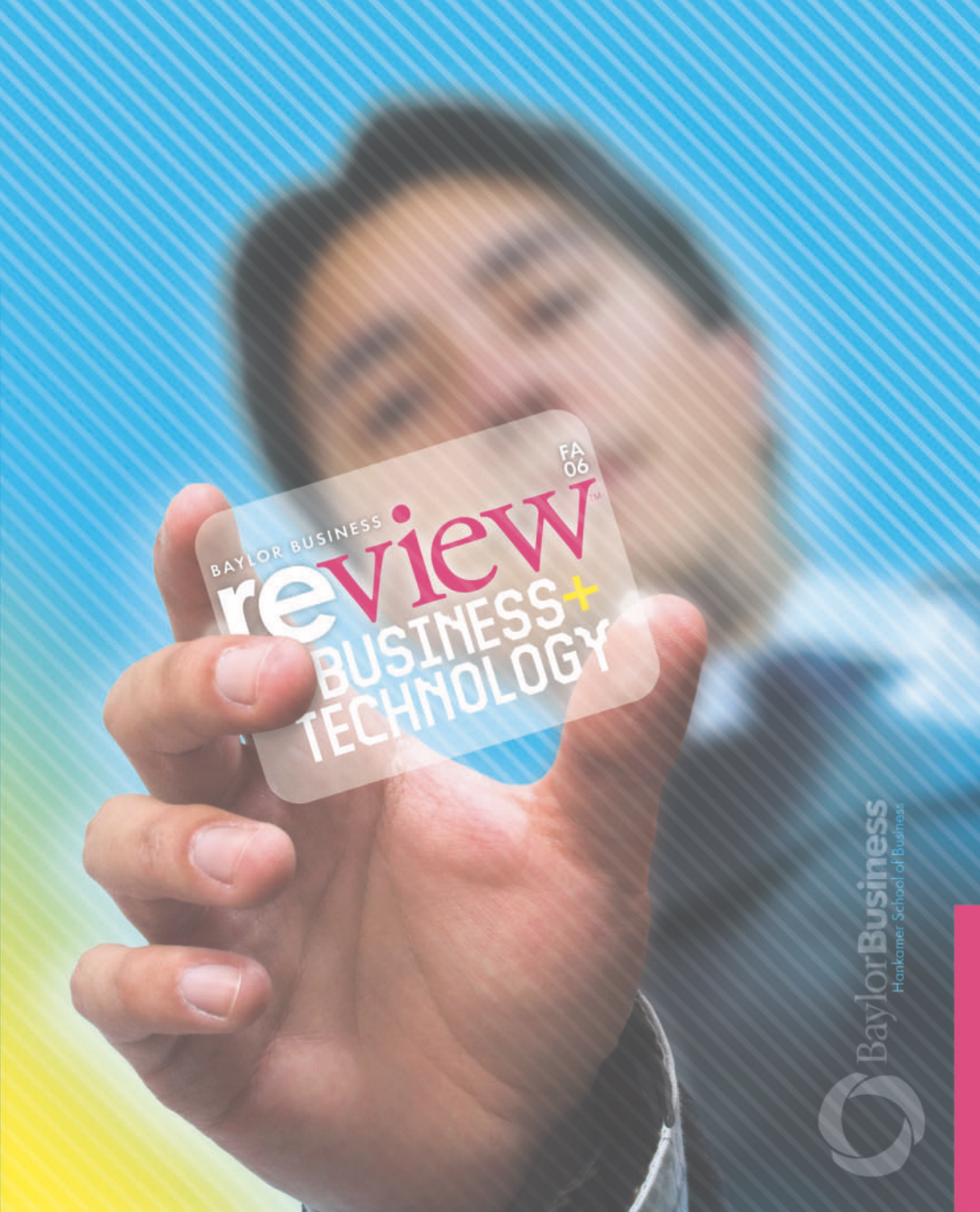BAYLOR BUSINESS

# review

FA 06

## BUSINESS+ TECHNOLOGY

BaylorBusiness
Hankamer School of Business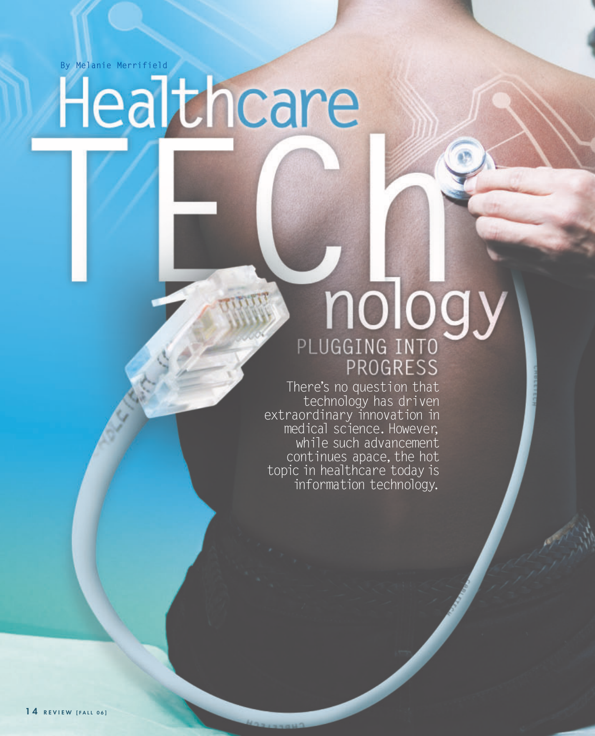By Melanie Merrifield

# Healthcare TECHnology

## PLUGGING INTO PROGRESS

There's no question that technology has driven extraordinary innovation in medical science. However, while such advancement continues apace, the hot topic in healthcare today is information technology.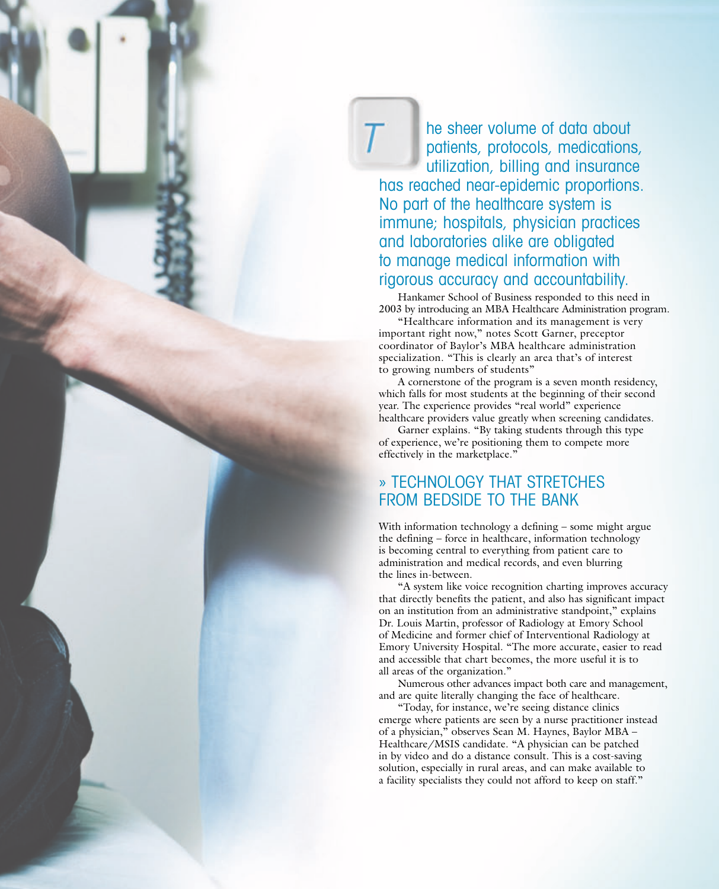The sheer volume of data about patients, protocols, medications, utilization, billing and insurance has reached near-epidemic proportions. No part of the healthcare system is immune; hospitals, physician practices and laboratories alike are obligated to manage medical information with rigorous accuracy and accountability.

Hankamer School of Business responded to this need in 2003 by introducing an MBA Healthcare Administration program.

"Healthcare information and its management is very important right now," notes Scott Garner, preceptor coordinator of Baylor's MBA healthcare administration specialization. "This is clearly an area that's of interest to growing numbers of students"

A cornerstone of the program is a seven month residency, which falls for most students at the beginning of their second year. The experience provides "real world" experience healthcare providers value greatly when screening candidates.

Garner explains. "By taking students through this type of experience, we're positioning them to compete more effectively in the marketplace."

## » TECHNOLOGY THAT STRETCHES FROM BEDSIDE TO THE BANK

With information technology a defining – some might argue the defining – force in healthcare, information technology is becoming central to everything from patient care to administration and medical records, and even blurring the lines in-between.

"A system like voice recognition charting improves accuracy that directly benefits the patient, and also has significant impact on an institution from an administrative standpoint," explains Dr. Louis Martin, professor of Radiology at Emory School of Medicine and former chief of Interventional Radiology at Emory University Hospital. "The more accurate, easier to read and accessible that chart becomes, the more useful it is to all areas of the organization."

Numerous other advances impact both care and management, and are quite literally changing the face of healthcare.

"Today, for instance, we're seeing distance clinics emerge where patients are seen by a nurse practitioner instead of a physician," observes Sean M. Haynes, Baylor MBA – Healthcare/MSIS candidate. "A physician can be patched in by video and do a distance consult. This is a cost-saving solution, especially in rural areas, and can make available to a facility specialists they could not afford to keep on staff."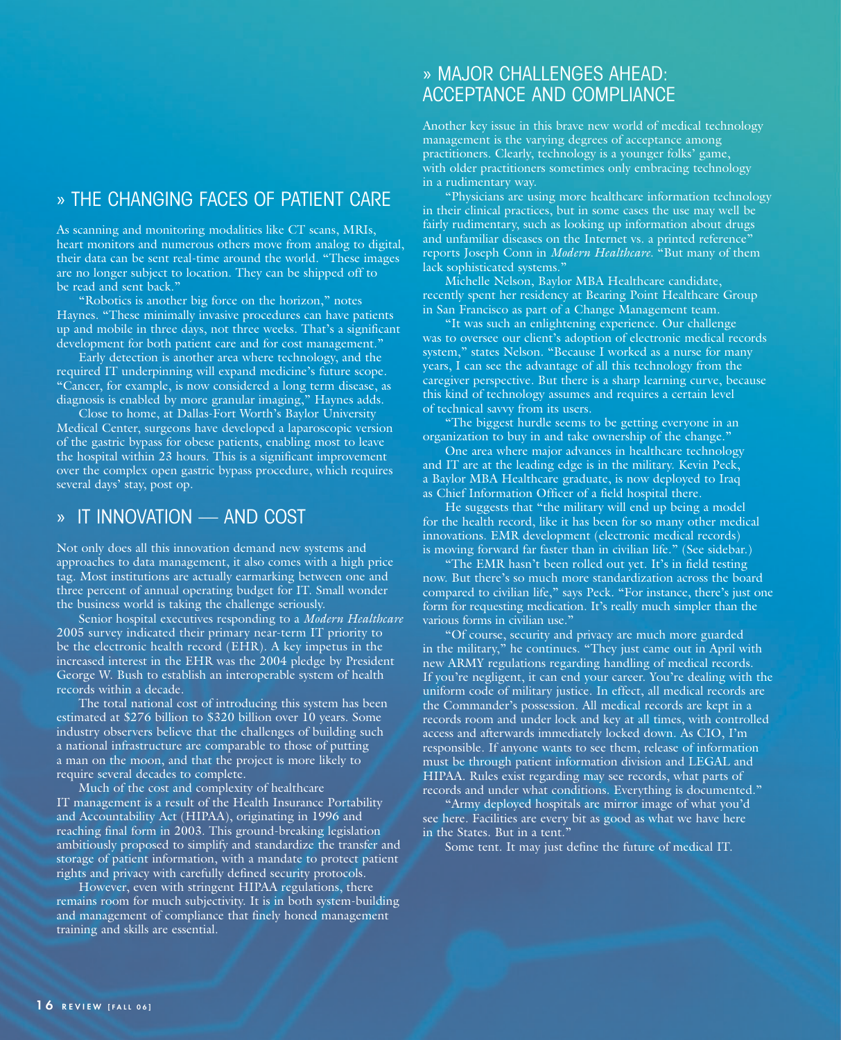## » THE CHANGING FACES OF PATIENT CARE

As scanning and monitoring modalities like CT scans, MRIs, heart monitors and numerous others move from analog to digital, their data can be sent real-time around the world. "These images are no longer subject to location. They can be shipped off to be read and sent back."

"Robotics is another big force on the horizon," notes Haynes. "These minimally invasive procedures can have patients up and mobile in three days, not three weeks. That's a significant development for both patient care and for cost management."

Early detection is another area where technology, and the required IT underpinning will expand medicine's future scope. "Cancer, for example, is now considered a long term disease, as diagnosis is enabled by more granular imaging," Haynes adds.

Close to home, at Dallas-Fort Worth's Baylor University Medical Center, surgeons have developed a laparoscopic version of the gastric bypass for obese patients, enabling most to leave the hospital within 23 hours. This is a significant improvement over the complex open gastric bypass procedure, which requires several days' stay, post op.

## » IT INNOVATION — AND COST

Not only does all this innovation demand new systems and approaches to data management, it also comes with a high price tag. Most institutions are actually earmarking between one and three percent of annual operating budget for IT. Small wonder the business world is taking the challenge seriously.

Senior hospital executives responding to a *Modern Healthcare* 2005 survey indicated their primary near-term IT priority to be the electronic health record (EHR). A key impetus in the increased interest in the EHR was the 2004 pledge by President George W. Bush to establish an interoperable system of health records within a decade.

The total national cost of introducing this system has been estimated at $276 billion to $320 billion over 10 years. Some industry observers believe that the challenges of building such a national infrastructure are comparable to those of putting a man on the moon, and that the project is more likely to require several decades to complete.

Much of the cost and complexity of healthcare IT management is a result of the Health Insurance Portability and Accountability Act (HIPAA), originating in 1996 and reaching final form in 2003. This ground-breaking legislation ambitiously proposed to simplify and standardize the transfer and storage of patient information, with a mandate to protect patient rights and privacy with carefully defined security protocols.

However, even with stringent HIPAA regulations, there remains room for much subjectivity. It is in both system-building and management of compliance that finely honed management training and skills are essential.

## » MAJOR CHALLENGES AHEAD: ACCEPTANCE AND COMPLIANCE

Another key issue in this brave new world of medical technology management is the varying degrees of acceptance among practitioners. Clearly, technology is a younger folks' game, with older practitioners sometimes only embracing technology in a rudimentary way.

"Physicians are using more healthcare information technology in their clinical practices, but in some cases the use may well be fairly rudimentary, such as looking up information about drugs and unfamiliar diseases on the Internet vs. a printed reference" reports Joseph Conn in *Modern Healthcare*. "But many of them lack sophisticated systems."

Michelle Nelson, Baylor MBA Healthcare candidate, recently spent her residency at Bearing Point Healthcare Group in San Francisco as part of a Change Management team.

"It was such an enlightening experience. Our challenge was to oversee our client's adoption of electronic medical records system," states Nelson. "Because I worked as a nurse for many years, I can see the advantage of all this technology from the caregiver perspective. But there is a sharp learning curve, because this kind of technology assumes and requires a certain level of technical savvy from its users.

"The biggest hurdle seems to be getting everyone in an organization to buy in and take ownership of the change."

One area where major advances in healthcare technology and IT are at the leading edge is in the military. Kevin Peck, a Baylor MBA Healthcare graduate, is now deployed to Iraq as Chief Information Officer of a field hospital there.

He suggests that "the military will end up being a model for the health record, like it has been for so many other medical innovations. EMR development (electronic medical records) is moving forward far faster than in civilian life." (See sidebar.)

"The EMR hasn't been rolled out yet. It's in field testing now. But there's so much more standardization across the board compared to civilian life," says Peck. "For instance, there's just one form for requesting medication. It's really much simpler than the various forms in civilian use."

"Of course, security and privacy are much more guarded in the military," he continues. "They just came out in April with new ARMY regulations regarding handling of medical records. If you're negligent, it can end your career. You're dealing with the uniform code of military justice. In effect, all medical records are the Commander's possession. All medical records are kept in a records room and under lock and key at all times, with controlled access and afterwards immediately locked down. As CIO, I'm responsible. If anyone wants to see them, release of information must be through patient information division and LEGAL and HIPAA. Rules exist regarding may see records, what parts of records and under what conditions. Everything is documented."

"Army deployed hospitals are mirror image of what you'd see here. Facilities are every bit as good as what we have here in the States. But in a tent."

Some tent. It may just define the future of medical IT.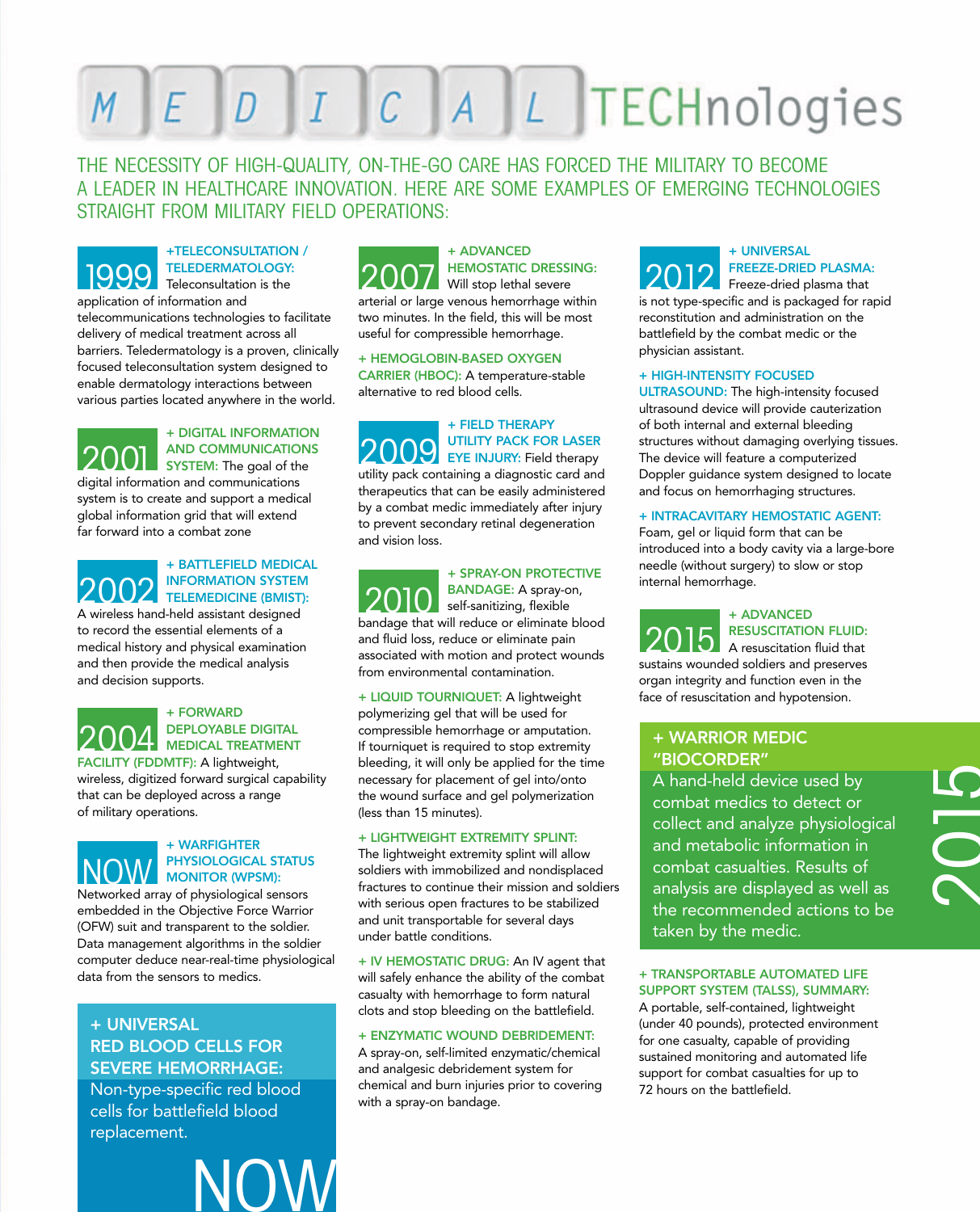# MEDICAL TECHnologies

THE NECESSITY OF HIGH-QUALITY, ON-THE-GO CARE HAS FORCED THE MILITARY TO BECOME A LEADER IN HEALTHCARE INNOVATION. HERE ARE SOME EXAMPLES OF EMERGING TECHNOLOGIES STRAIGHT FROM MILITARY FIELD OPERATIONS:

## 1999

**+TELECONSULTATION / TELEDERMATOLOGY:** Teleconsultation is the application of information and telecommunications technologies to facilitate delivery of medical treatment across all barriers. Teledermatology is a proven, clinically focused teleconsultation system designed to enable dermatology interactions between various parties located anywhere in the world.

## 2001

**+ DIGITAL INFORMATION AND COMMUNICATIONS SYSTEM:** The goal of the digital information and communications system is to create and support a medical global information grid that will extend far forward into a combat zone

## 2002

**+ BATTLEFIELD MEDICAL INFORMATION SYSTEM TELEMEDICINE (BMIST):** A wireless hand-held assistant designed to record the essential elements of a medical history and physical examination and then provide the medical analysis and decision supports.

## 2004

**+ FORWARD DEPLOYABLE DIGITAL MEDICAL TREATMENT FACILITY (FDDMTF):** A lightweight, wireless, digitized forward surgical capability that can be deployed across a range of military operations.

## NOW

**+ WARFIGHTER PHYSIOLOGICAL STATUS MONITOR (WPSM):** Networked array of physiological sensors embedded in the Objective Force Warrior (OFW) suit and transparent to the soldier. Data management algorithms in the soldier computer deduce near-real-time physiological data from the sensors to medics.

**+ UNIVERSAL RED BLOOD CELLS FOR SEVERE HEMORRHAGE:** Non-type-specific red blood cells for battlefield blood replacement.

NOW

## 2007

**+ ADVANCED HEMOSTATIC DRESSING:** Will stop lethal severe arterial or large venous hemorrhage within two minutes. In the field, this will be most useful for compressible hemorrhage.

**+ HEMOGLOBIN-BASED OXYGEN CARRIER (HBOC):** A temperature-stable alternative to red blood cells.

## 2009

**+ FIELD THERAPY UTILITY PACK FOR LASER EYE INJURY:** Field therapy utility pack containing a diagnostic card and therapeutics that can be easily administered by a combat medic immediately after injury to prevent secondary retinal degeneration and vision loss.

## 2010

**+ SPRAY-ON PROTECTIVE BANDAGE:** A spray-on, self-sanitizing, flexible bandage that will reduce or eliminate blood and fluid loss, reduce or eliminate pain associated with motion and protect wounds from environmental contamination.

**+ LIQUID TOURNIQUET:** A lightweight polymerizing gel that will be used for compressible hemorrhage or amputation. If tourniquet is required to stop extremity bleeding, it will only be applied for the time necessary for placement of gel into/onto the wound surface and gel polymerization (less than 15 minutes).

**+ LIGHTWEIGHT EXTREMITY SPLINT:** The lightweight extremity splint will allow soldiers with immobilized and nondisplaced fractures to continue their mission and soldiers with serious open fractures to be stabilized and unit transportable for several days under battle conditions.

**+ IV HEMOSTATIC DRUG:** An IV agent that will safely enhance the ability of the combat casualty with hemorrhage to form natural clots and stop bleeding on the battlefield.

**+ ENZYMATIC WOUND DEBRIDEMENT:** A spray-on, self-limited enzymatic/chemical and analgesic debridement system for chemical and burn injuries prior to covering with a spray-on bandage.

## 2012

**+ UNIVERSAL FREEZE-DRIED PLASMA:** Freeze-dried plasma that is not type-specific and is packaged for rapid reconstitution and administration on the battlefield by the combat medic or the physician assistant.

**+ HIGH-INTENSITY FOCUSED ULTRASOUND:** The high-intensity focused ultrasound device will provide cauterization of both internal and external bleeding structures without damaging overlying tissues. The device will feature a computerized Doppler guidance system designed to locate and focus on hemorrhaging structures.

**+ INTRACAVITARY HEMOSTATIC AGENT:** Foam, gel or liquid form that can be introduced into a body cavity via a large-bore needle (without surgery) to slow or stop internal hemorrhage.

## 2015

**+ ADVANCED RESUSCITATION FLUID:** A resuscitation fluid that sustains wounded soldiers and preserves organ integrity and function even in the face of resuscitation and hypotension.

**+ WARRIOR MEDIC "BIOCORDER"** A hand-held device used by combat medics to detect or collect and analyze physiological and metabolic information in combat casualties. Results of analysis are displayed as well as the recommended actions to be taken by the medic.

2015

**+ TRANSPORTABLE AUTOMATED LIFE SUPPORT SYSTEM (TALSS), SUMMARY:** A portable, self-contained, lightweight (under 40 pounds), protected environment for one casualty, capable of providing sustained monitoring and automated life support for combat casualties for up to 72 hours on the battlefield.